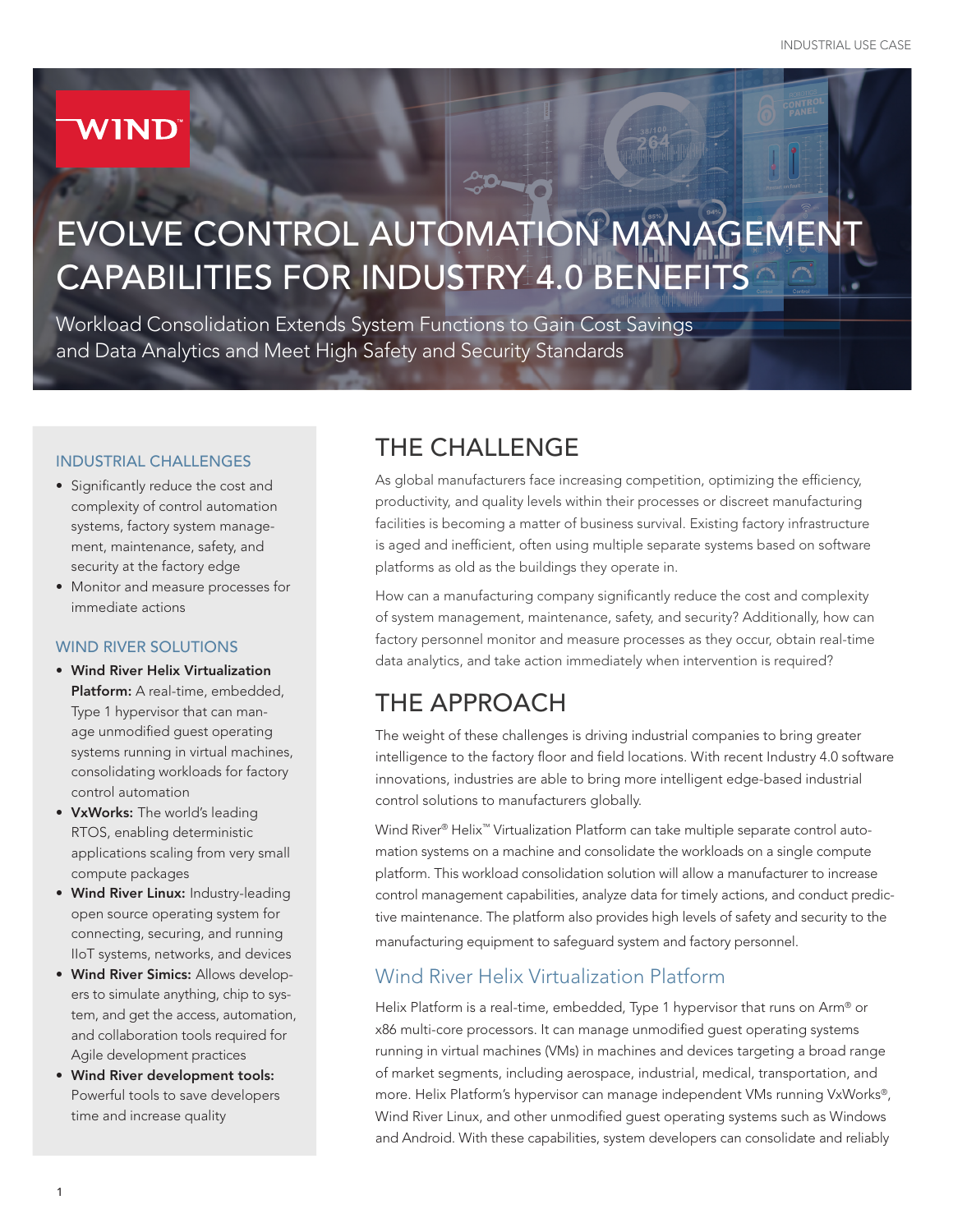# EVOLVE CONTROL AUTOMATION MANAGEMENT CAPABILITIES FOR INDUSTRY 4.0 BENEFITS

Workload Consolidation Extends System Functions to Gain Cost Savings and Data Analytics and Meet High Safety and Security Standards

### INDUSTRIAL CHALLENGES

- Significantly reduce the cost and complexity of control automation systems, factory system management, maintenance, safety, and security at the factory edge
- Monitor and measure processes for immediate actions

### WIND RIVER SOLUTIONS

- **Wind River Helix Virtualization Platform:** A real-time, embedded, Type 1 hypervisor that can manage unmodified guest operating systems running in virtual machines, consolidating workloads for factory control automation
- **VxWorks:** The world's leading RTOS, enabling deterministic applications scaling from very small compute packages
- **Wind River Linux:** Industry-leading open source operating system for connecting, securing, and running IIoT systems, networks, and devices
- **Wind River Simics:** Allows developers to simulate anything, chip to system, and get the access, automation, and collaboration tools required for Agile development practices
- **Wind River development tools:** Powerful tools to save developers time and increase quality

## THE CHALLENGE

As global manufacturers face increasing competition, optimizing the efficiency, productivity, and quality levels within their processes or discreet manufacturing facilities is becoming a matter of business survival. Existing factory infrastructure is aged and inefficient, often using multiple separate systems based on software platforms as old as the buildings they operate in.

How can a manufacturing company significantly reduce the cost and complexity of system management, maintenance, safety, and security? Additionally, how can factory personnel monitor and measure processes as they occur, obtain real-time data analytics, and take action immediately when intervention is required?

## THE APPROACH

The weight of these challenges is driving industrial companies to bring greater intelligence to the factory floor and field locations. With recent Industry 4.0 software innovations, industries are able to bring more intelligent edge-based industrial control solutions to manufacturers globally.

Wind River® Helix™ Virtualization Platform can take multiple separate control automation systems on a machine and consolidate the workloads on a single compute platform. This workload consolidation solution will allow a manufacturer to increase control management capabilities, analyze data for timely actions, and conduct predictive maintenance. The platform also provides high levels of safety and security to the manufacturing equipment to safeguard system and factory personnel.

### Wind River Helix Virtualization Platform

Helix Platform is a real-time, embedded, Type 1 hypervisor that runs on Arm® or x86 multi-core processors. It can manage unmodified guest operating systems running in virtual machines (VMs) in machines and devices targeting a broad range of market segments, including aerospace, industrial, medical, transportation, and more. Helix Platform's hypervisor can manage independent VMs running VxWorks®, Wind River Linux, and other unmodified guest operating systems such as Windows and Android. With these capabilities, system developers can consolidate and reliably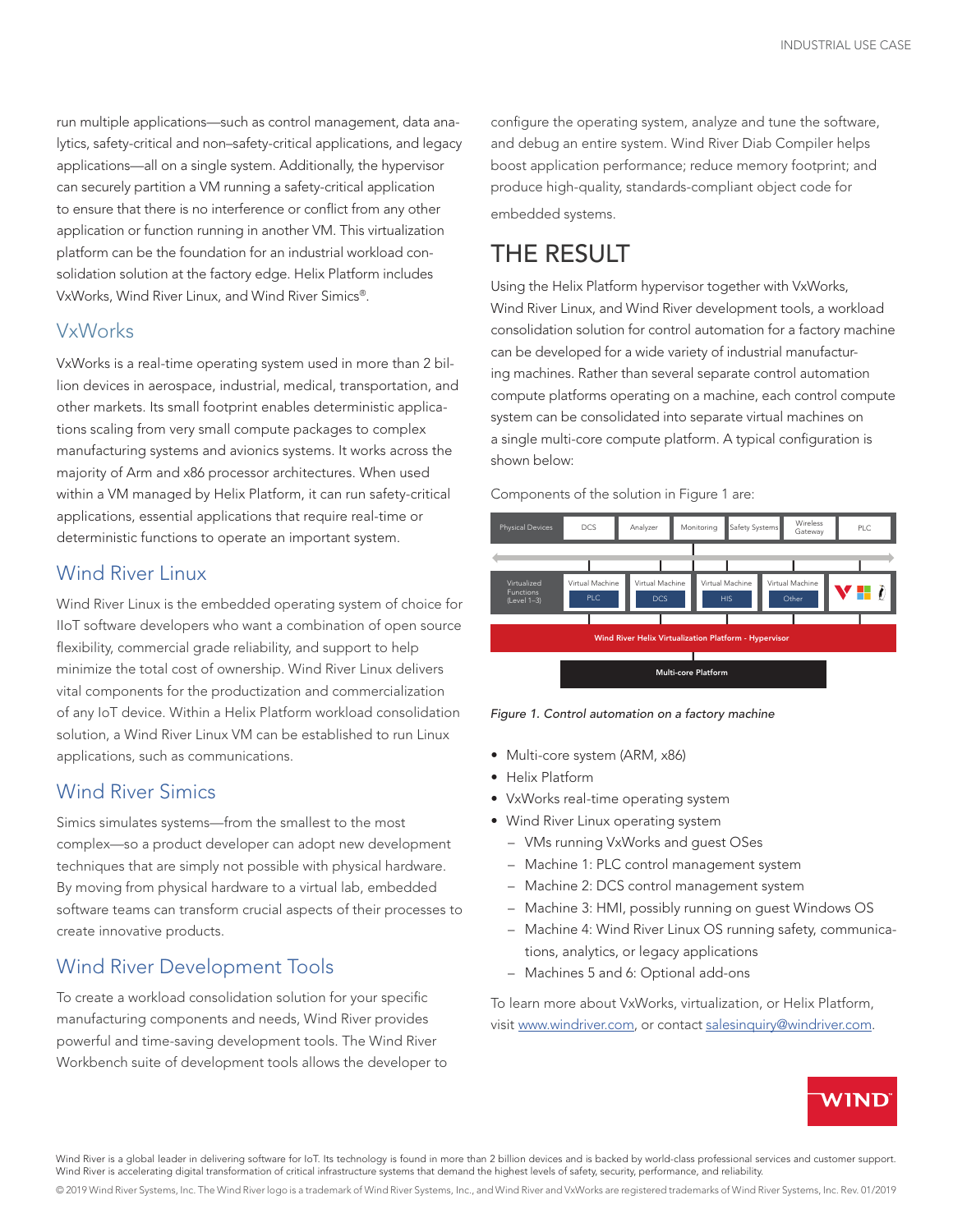run multiple applications—such as control management, data analytics, safety-critical and non–safety-critical applications, and legacy applications—all on a single system. Additionally, the hypervisor can securely partition a VM running a safety-critical application to ensure that there is no interference or conflict from any other application or function running in another VM. This virtualization platform can be the foundation for an industrial workload consolidation solution at the factory edge. Helix Platform includes VxWorks, Wind River Linux, and Wind River Simics®.

## VxWorks

VxWorks is a real-time operating system used in more than 2 billion devices in aerospace, industrial, medical, transportation, and other markets. Its small footprint enables deterministic applications scaling from very small compute packages to complex manufacturing systems and avionics systems. It works across the majority of Arm and x86 processor architectures. When used within a VM managed by Helix Platform, it can run safety-critical applications, essential applications that require real-time or deterministic functions to operate an important system.

## Wind River Linux

Wind River Linux is the embedded operating system of choice for IIoT software developers who want a combination of open source flexibility, commercial grade reliability, and support to help minimize the total cost of ownership. Wind River Linux delivers vital components for the productization and commercialization of any IoT device. Within a Helix Platform workload consolidation solution, a Wind River Linux VM can be established to run Linux applications, such as communications.

## Wind River Simics

Simics simulates systems—from the smallest to the most complex—so a product developer can adopt new development techniques that are simply not possible with physical hardware. By moving from physical hardware to a virtual lab, embedded software teams can transform crucial aspects of their processes to create innovative products.

## Wind River Development Tools

To create a workload consolidation solution for your specific manufacturing components and needs, Wind River provides powerful and time-saving development tools. The Wind River Workbench suite of development tools allows the developer to configure the operating system, analyze and tune the software, and debug an entire system. Wind River Diab Compiler helps boost application performance; reduce memory footprint; and produce high-quality, standards-compliant object code for embedded systems.

# THE RESULT

Using the Helix Platform hypervisor together with VxWorks, Wind River Linux, and Wind River development tools, a workload consolidation solution for control automation for a factory machine can be developed for a wide variety of industrial manufacturing machines. Rather than several separate control automation compute platforms operating on a machine, each control compute system can be consolidated into separate virtual machines on a single multi-core compute platform. A typical configuration is shown below:

Components of the solution in Figure 1 are:

Physical Devices
DCS
Analyzer
Monitoring
Safety Systems
Wireless Gateway
PLC

Virtualized Functions (Level 1–3)
Virtual Machine PLC
Virtual Machine DCS
Virtual Machine HIS
Virtual Machine Other

Wind River Helix Virtualization Platform - Hypervisor

Multi-core Platform

*Figure 1. Control automation on a factory machine*

- Multi-core system (ARM, x86)
- Helix Platform
- VxWorks real-time operating system
- Wind River Linux operating system
  - VMs running VxWorks and guest OSes
  - Machine 1: PLC control management system
  - Machine 2: DCS control management system
  - Machine 3: HMI, possibly running on guest Windows OS
  - Machine 4: Wind River Linux OS running safety, communications, analytics, or legacy applications
  - Machines 5 and 6: Optional add-ons

To learn more about VxWorks, virtualization, or Helix Platform, visit www.windriver.com, or contact salesinquiry@windriver.com.

Wind River is a global leader in delivering software for IoT. Its technology is found in more than 2 billion devices and is backed by world-class professional services and customer support. Wind River is accelerating digital transformation of critical infrastructure systems that demand the highest levels of safety, security, performance, and reliability.

© 2019 Wind River Systems, Inc. The Wind River logo is a trademark of Wind River Systems, Inc., and Wind River and VxWorks are registered trademarks of Wind River Systems, Inc. Rev. 01/2019